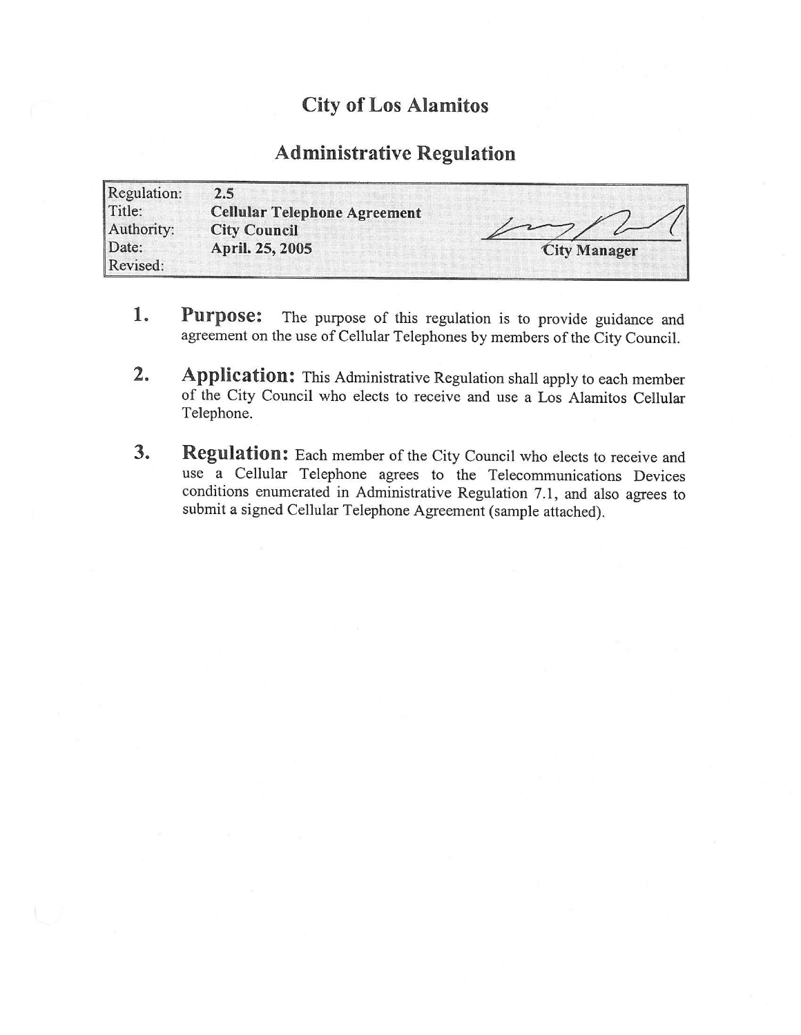# City of Los Alamitos

## Administrative Regulation

| | | |
|---|---|---|
| Regulation: | **2.5** | |
| Title: | **Cellular Telephone Agreement** | |
| Authority: | **City Council** | |
| Date: | **April. 25, 2005** | **City Manager** |
| Revised: | | |

1. **Purpose:** The purpose of this regulation is to provide guidance and agreement on the use of Cellular Telephones by members of the City Council.

2. **Application:** This Administrative Regulation shall apply to each member of the City Council who elects to receive and use a Los Alamitos Cellular Telephone.

3. **Regulation:** Each member of the City Council who elects to receive and use a Cellular Telephone agrees to the Telecommunications Devices conditions enumerated in Administrative Regulation 7.1, and also agrees to submit a signed Cellular Telephone Agreement (sample attached).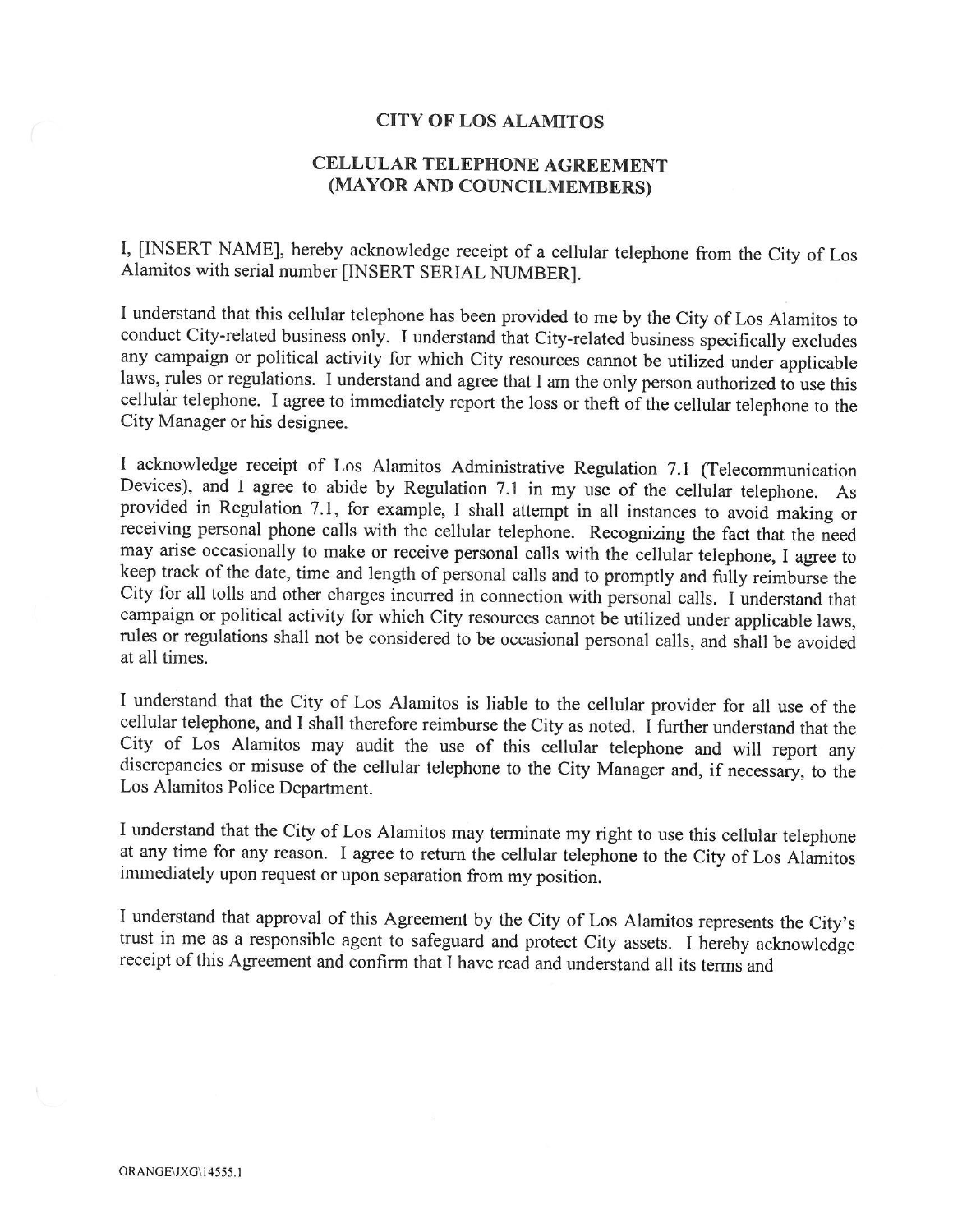# CITY OF LOS ALAMITOS

## CELLULAR TELEPHONE AGREEMENT (MAYOR AND COUNCILMEMBERS)

I, [INSERT NAME], hereby acknowledge receipt of a cellular telephone from the City of Los Alamitos with serial number [INSERT SERIAL NUMBER].

I understand that this cellular telephone has been provided to me by the City of Los Alamitos to conduct City-related business only. I understand that City-related business specifically excludes any campaign or political activity for which City resources cannot be utilized under applicable laws, rules or regulations. I understand and agree that I am the only person authorized to use this cellular telephone. I agree to immediately report the loss or theft of the cellular telephone to the City Manager or his designee.

I acknowledge receipt of Los Alamitos Administrative Regulation 7.1 (Telecommunication Devices), and I agree to abide by Regulation 7.1 in my use of the cellular telephone. As provided in Regulation 7.1, for example, I shall attempt in all instances to avoid making or receiving personal phone calls with the cellular telephone. Recognizing the fact that the need may arise occasionally to make or receive personal calls with the cellular telephone, I agree to keep track of the date, time and length of personal calls and to promptly and fully reimburse the City for all tolls and other charges incurred in connection with personal calls. I understand that campaign or political activity for which City resources cannot be utilized under applicable laws, rules or regulations shall not be considered to be occasional personal calls, and shall be avoided at all times.

I understand that the City of Los Alamitos is liable to the cellular provider for all use of the cellular telephone, and I shall therefore reimburse the City as noted. I further understand that the City of Los Alamitos may audit the use of this cellular telephone and will report any discrepancies or misuse of the cellular telephone to the City Manager and, if necessary, to the Los Alamitos Police Department.

I understand that the City of Los Alamitos may terminate my right to use this cellular telephone at any time for any reason. I agree to return the cellular telephone to the City of Los Alamitos immediately upon request or upon separation from my position.

I understand that approval of this Agreement by the City of Los Alamitos represents the City's trust in me as a responsible agent to safeguard and protect City assets. I hereby acknowledge receipt of this Agreement and confirm that I have read and understand all its terms and

ORANGE\JXG\14555.1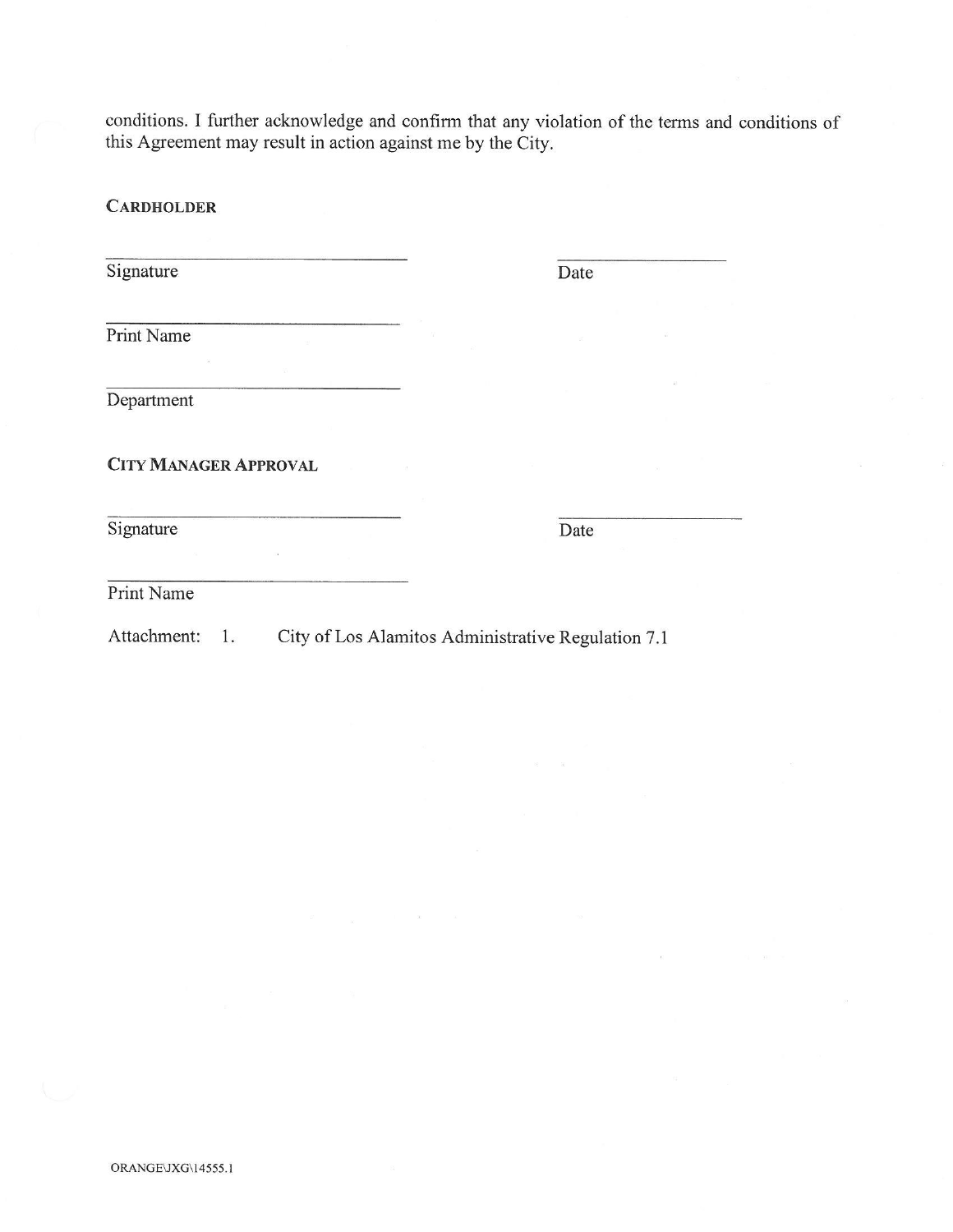conditions. I further acknowledge and confirm that any violation of the terms and conditions of this Agreement may result in action against me by the City.

**CARDHOLDER**

\_\_\_\_\_\_\_\_\_\_\_\_\_\_\_\_\_\_\_\_\_\_\_\_\_\_\_\_\_\_\_\_ \_\_\_\_\_\_\_\_\_\_\_\_\_\_\_\_\_\_\_\_
Signature Date

\_\_\_\_\_\_\_\_\_\_\_\_\_\_\_\_\_\_\_\_\_\_\_\_\_\_\_\_\_\_\_\_
Print Name

\_\_\_\_\_\_\_\_\_\_\_\_\_\_\_\_\_\_\_\_\_\_\_\_\_\_\_\_\_\_\_\_
Department

**CITY MANAGER APPROVAL**

\_\_\_\_\_\_\_\_\_\_\_\_\_\_\_\_\_\_\_\_\_\_\_\_\_\_\_\_\_\_\_\_ \_\_\_\_\_\_\_\_\_\_\_\_\_\_\_\_\_\_\_\_
Signature Date

\_\_\_\_\_\_\_\_\_\_\_\_\_\_\_\_\_\_\_\_\_\_\_\_\_\_\_\_\_\_\_\_
Print Name

Attachment: 1. City of Los Alamitos Administrative Regulation 7.1

ORANGE\JXG\14555.1